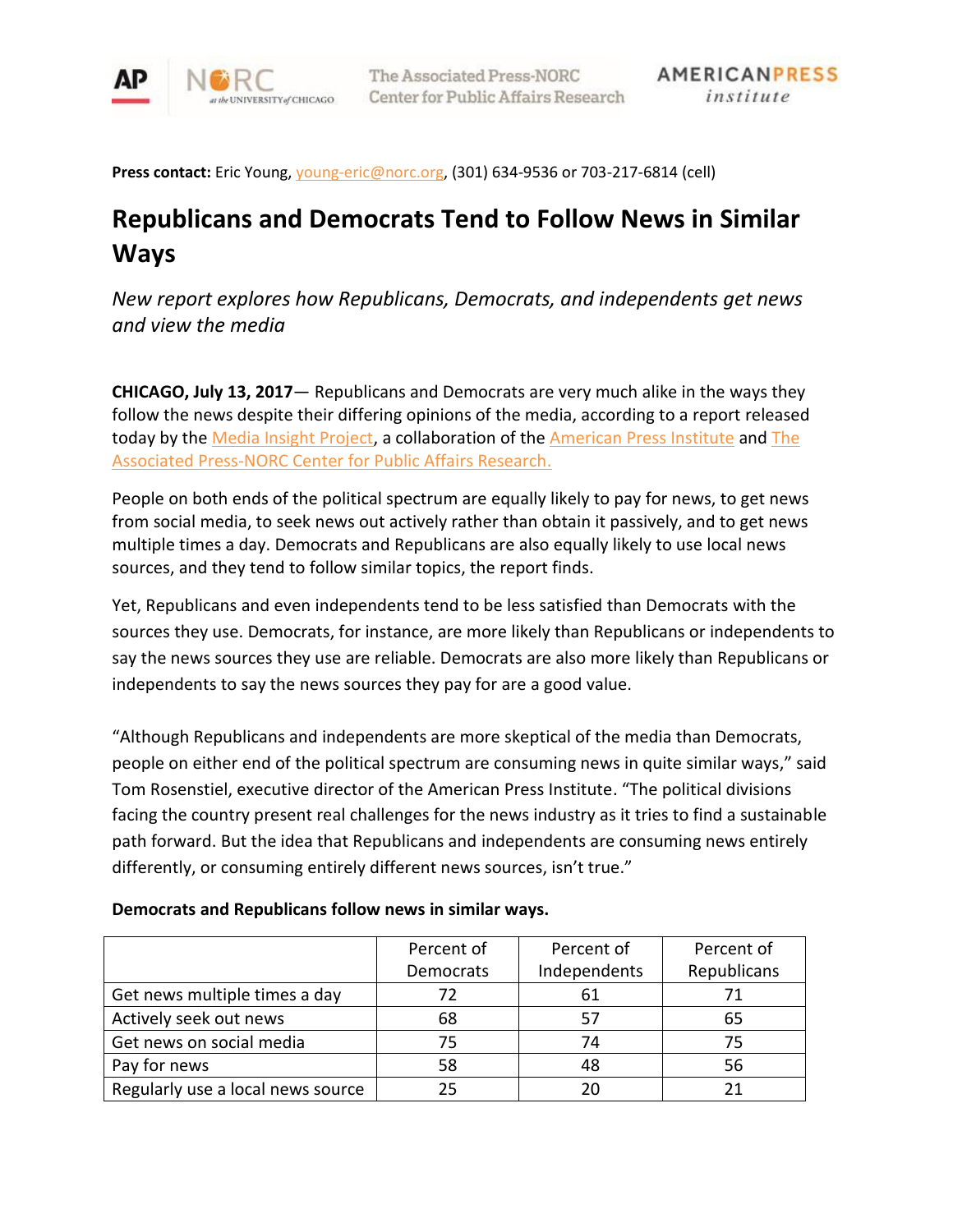**Press contact:** Eric Young, young-eric@norc.org, (301) 634-9536 or 703-217-6814 (cell)

# Republicans and Democrats Tend to Follow News in Similar Ways

*New report explores how Republicans, Democrats, and independents get news and view the media*

**CHICAGO, July 13, 2017**— Republicans and Democrats are very much alike in the ways they follow the news despite their differing opinions of the media, according to a report released today by the Media Insight Project, a collaboration of the American Press Institute and The Associated Press-NORC Center for Public Affairs Research.

People on both ends of the political spectrum are equally likely to pay for news, to get news from social media, to seek news out actively rather than obtain it passively, and to get news multiple times a day. Democrats and Republicans are also equally likely to use local news sources, and they tend to follow similar topics, the report finds.

Yet, Republicans and even independents tend to be less satisfied than Democrats with the sources they use. Democrats, for instance, are more likely than Republicans or independents to say the news sources they use are reliable. Democrats are also more likely than Republicans or independents to say the news sources they pay for are a good value.

"Although Republicans and independents are more skeptical of the media than Democrats, people on either end of the political spectrum are consuming news in quite similar ways," said Tom Rosenstiel, executive director of the American Press Institute. "The political divisions facing the country present real challenges for the news industry as it tries to find a sustainable path forward. But the idea that Republicans and independents are consuming news entirely differently, or consuming entirely different news sources, isn't true."

**Democrats and Republicans follow news in similar ways.**

| | Percent of Democrats | Percent of Independents | Percent of Republicans |
|---|---|---|---|
| Get news multiple times a day | 72 | 61 | 71 |
| Actively seek out news | 68 | 57 | 65 |
| Get news on social media | 75 | 74 | 75 |
| Pay for news | 58 | 48 | 56 |
| Regularly use a local news source | 25 | 20 | 21 |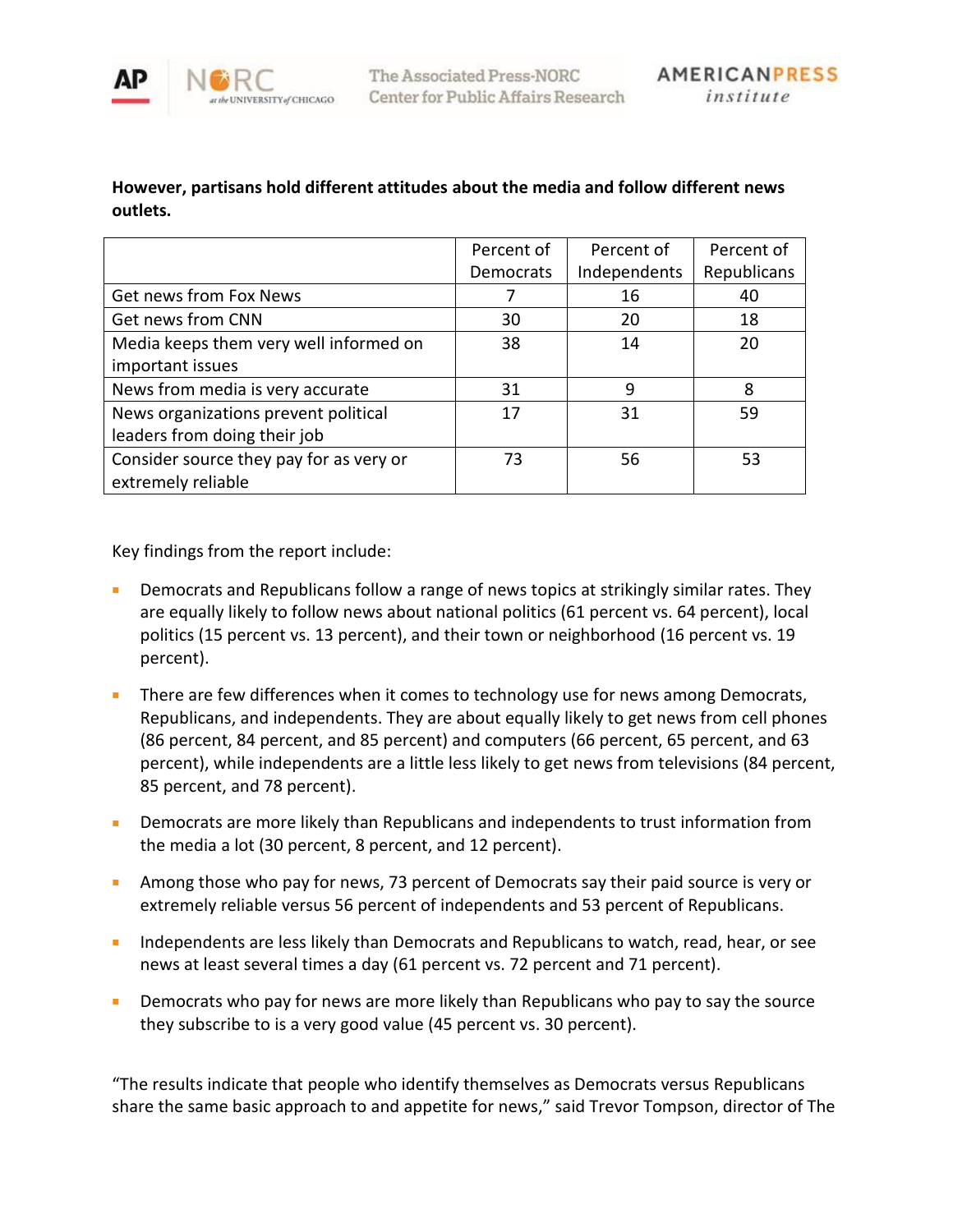**However, partisans hold different attitudes about the media and follow different news outlets.**

| | Percent of Democrats | Percent of Independents | Percent of Republicans |
|---|---|---|---|
| Get news from Fox News | 7 | 16 | 40 |
| Get news from CNN | 30 | 20 | 18 |
| Media keeps them very well informed on important issues | 38 | 14 | 20 |
| News from media is very accurate | 31 | 9 | 8 |
| News organizations prevent political leaders from doing their job | 17 | 31 | 59 |
| Consider source they pay for as very or extremely reliable | 73 | 56 | 53 |

Key findings from the report include:

- Democrats and Republicans follow a range of news topics at strikingly similar rates. They are equally likely to follow news about national politics (61 percent vs. 64 percent), local politics (15 percent vs. 13 percent), and their town or neighborhood (16 percent vs. 19 percent).
- There are few differences when it comes to technology use for news among Democrats, Republicans, and independents. They are about equally likely to get news from cell phones (86 percent, 84 percent, and 85 percent) and computers (66 percent, 65 percent, and 63 percent), while independents are a little less likely to get news from televisions (84 percent, 85 percent, and 78 percent).
- Democrats are more likely than Republicans and independents to trust information from the media a lot (30 percent, 8 percent, and 12 percent).
- Among those who pay for news, 73 percent of Democrats say their paid source is very or extremely reliable versus 56 percent of independents and 53 percent of Republicans.
- Independents are less likely than Democrats and Republicans to watch, read, hear, or see news at least several times a day (61 percent vs. 72 percent and 71 percent).
- Democrats who pay for news are more likely than Republicans who pay to say the source they subscribe to is a very good value (45 percent vs. 30 percent).

"The results indicate that people who identify themselves as Democrats versus Republicans share the same basic approach to and appetite for news," said Trevor Tompson, director of The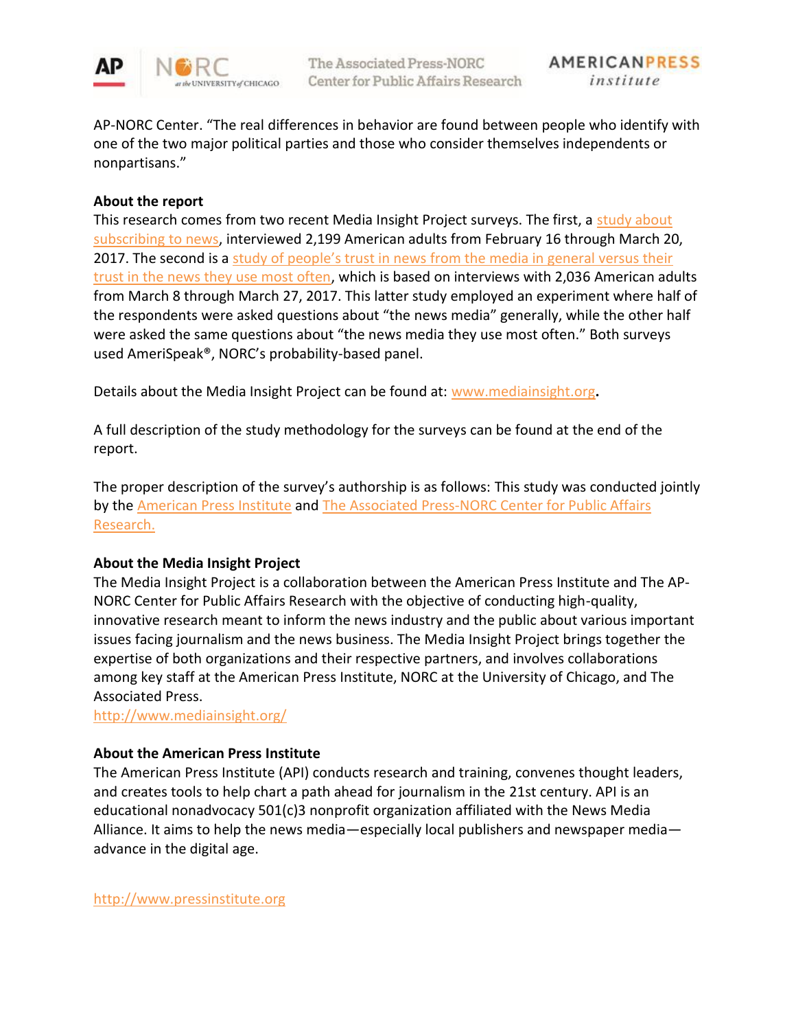AP-NORC Center. “The real differences in behavior are found between people who identify with one of the two major political parties and those who consider themselves independents or nonpartisans.”

**About the report**

This research comes from two recent Media Insight Project surveys. The first, a study about subscribing to news, interviewed 2,199 American adults from February 16 through March 20, 2017. The second is a study of people’s trust in news from the media in general versus their trust in the news they use most often, which is based on interviews with 2,036 American adults from March 8 through March 27, 2017. This latter study employed an experiment where half of the respondents were asked questions about “the news media” generally, while the other half were asked the same questions about “the news media they use most often.” Both surveys used AmeriSpeak®, NORC’s probability-based panel.

Details about the Media Insight Project can be found at: www.mediainsight.org.

A full description of the study methodology for the surveys can be found at the end of the report.

The proper description of the survey’s authorship is as follows: This study was conducted jointly by the American Press Institute and The Associated Press-NORC Center for Public Affairs Research.

**About the Media Insight Project**

The Media Insight Project is a collaboration between the American Press Institute and The AP-NORC Center for Public Affairs Research with the objective of conducting high-quality, innovative research meant to inform the news industry and the public about various important issues facing journalism and the news business. The Media Insight Project brings together the expertise of both organizations and their respective partners, and involves collaborations among key staff at the American Press Institute, NORC at the University of Chicago, and The Associated Press.

http://www.mediainsight.org/

**About the American Press Institute**

The American Press Institute (API) conducts research and training, convenes thought leaders, and creates tools to help chart a path ahead for journalism in the 21st century. API is an educational nonadvocacy 501(c)3 nonprofit organization affiliated with the News Media Alliance. It aims to help the news media—especially local publishers and newspaper media—advance in the digital age.

http://www.pressinstitute.org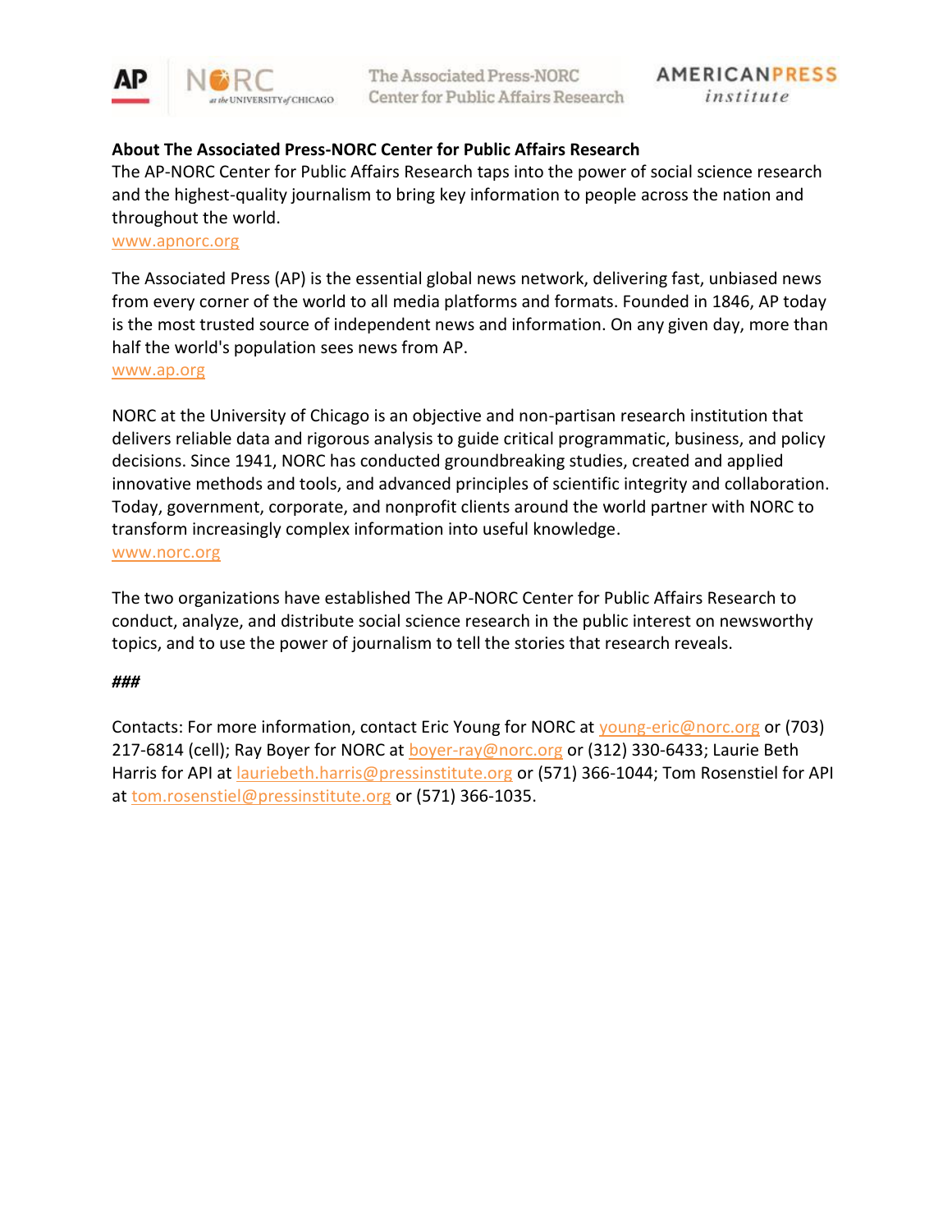**About The Associated Press-NORC Center for Public Affairs Research**

The AP-NORC Center for Public Affairs Research taps into the power of social science research and the highest-quality journalism to bring key information to people across the nation and throughout the world.
www.apnorc.org

The Associated Press (AP) is the essential global news network, delivering fast, unbiased news from every corner of the world to all media platforms and formats. Founded in 1846, AP today is the most trusted source of independent news and information. On any given day, more than half the world's population sees news from AP.
www.ap.org

NORC at the University of Chicago is an objective and non-partisan research institution that delivers reliable data and rigorous analysis to guide critical programmatic, business, and policy decisions. Since 1941, NORC has conducted groundbreaking studies, created and applied innovative methods and tools, and advanced principles of scientific integrity and collaboration. Today, government, corporate, and nonprofit clients around the world partner with NORC to transform increasingly complex information into useful knowledge.
www.norc.org

The two organizations have established The AP-NORC Center for Public Affairs Research to conduct, analyze, and distribute social science research in the public interest on newsworthy topics, and to use the power of journalism to tell the stories that research reveals.

***###***

Contacts: For more information, contact Eric Young for NORC at young-eric@norc.org or (703) 217-6814 (cell); Ray Boyer for NORC at boyer-ray@norc.org or (312) 330-6433; Laurie Beth Harris for API at lauriebeth.harris@pressinstitute.org or (571) 366-1044; Tom Rosenstiel for API at tom.rosenstiel@pressinstitute.org or (571) 366-1035.